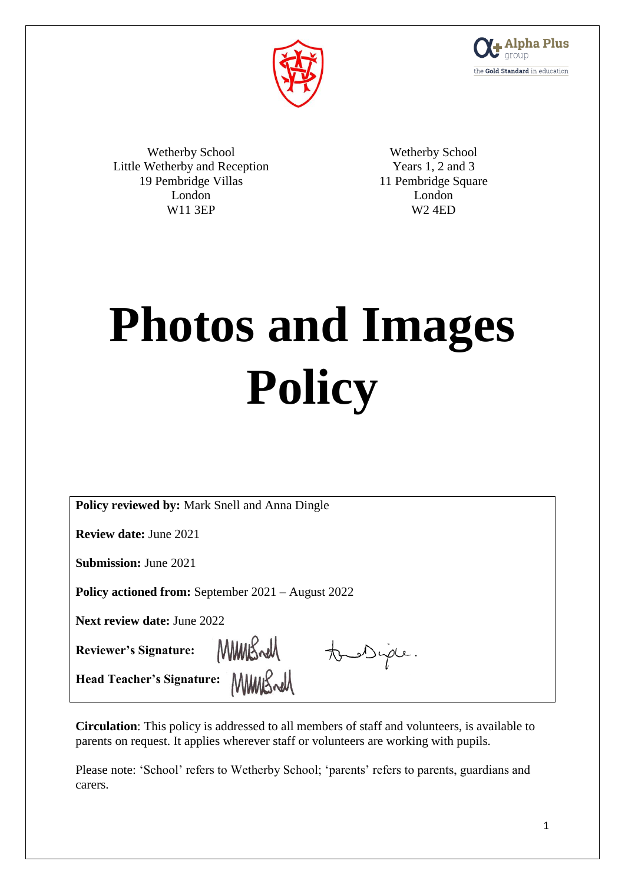Wetherby School
Little Wetherby and Reception
19 Pembridge Villas
London
W11 3EP

Wetherby School
Years 1, 2 and 3
11 Pembridge Square
London
W2 4ED

# Photos and Images Policy

**Policy reviewed by:** Mark Snell and Anna Dingle

**Review date:** June 2021

**Submission:** June 2021

**Policy actioned from:** September 2021 – August 2022

**Next review date:** June 2022

**Reviewer's Signature:**

**Head Teacher's Signature:**

**Circulation**: This policy is addressed to all members of staff and volunteers, is available to parents on request. It applies wherever staff or volunteers are working with pupils.

Please note: 'School' refers to Wetherby School; 'parents' refers to parents, guardians and carers.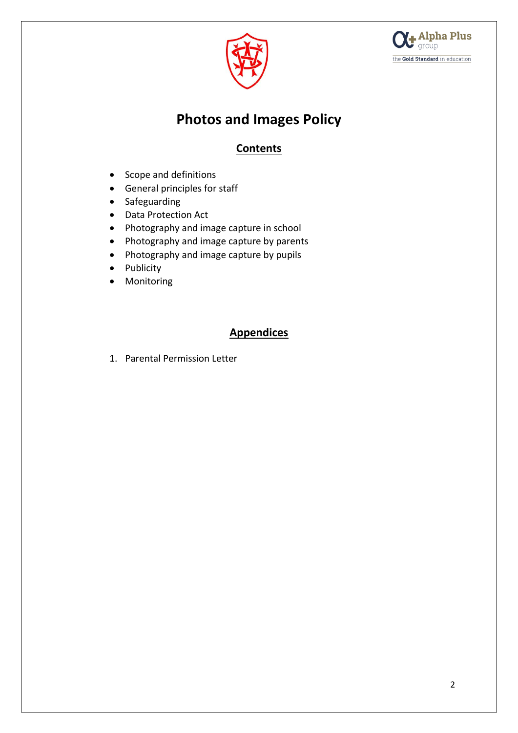# Photos and Images Policy

## Contents

- Scope and definitions
- General principles for staff
- Safeguarding
- Data Protection Act
- Photography and image capture in school
- Photography and image capture by parents
- Photography and image capture by pupils
- Publicity
- Monitoring

## Appendices

1. Parental Permission Letter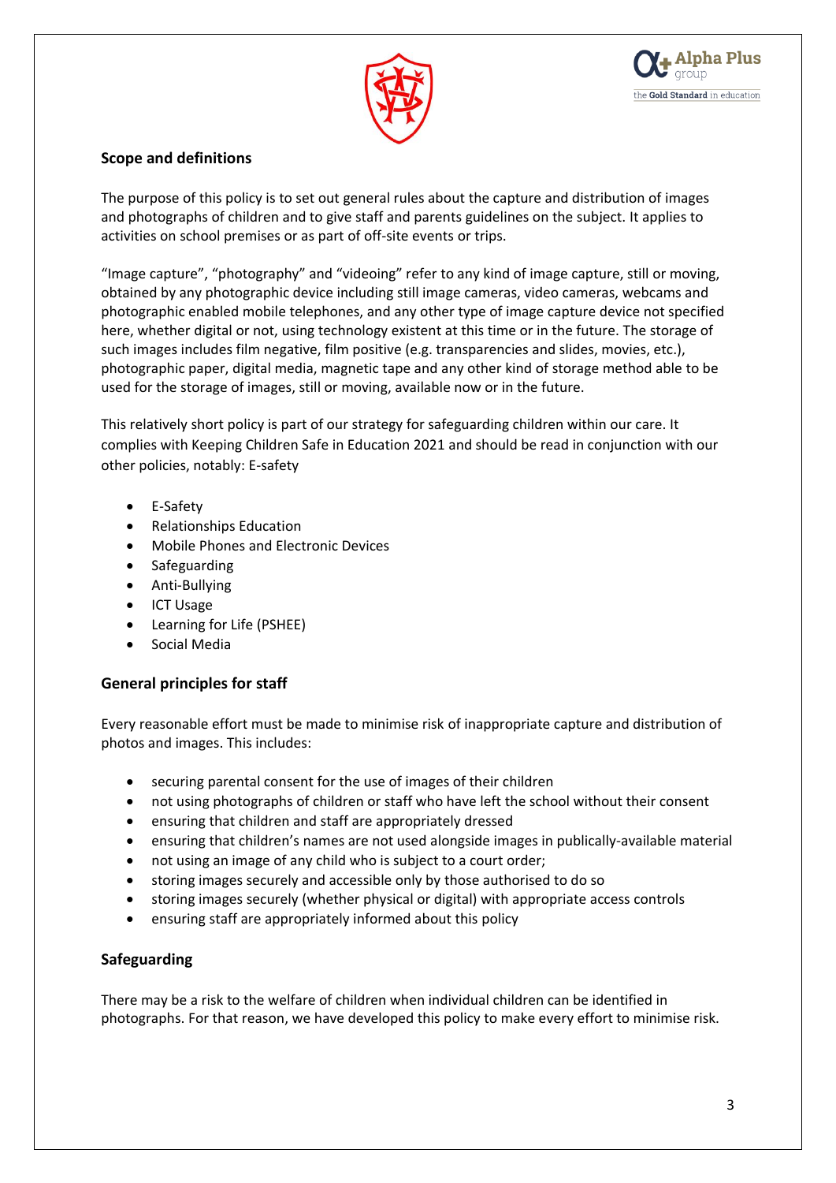## Scope and definitions

The purpose of this policy is to set out general rules about the capture and distribution of images and photographs of children and to give staff and parents guidelines on the subject. It applies to activities on school premises or as part of off-site events or trips.

"Image capture", "photography" and "videoing" refer to any kind of image capture, still or moving, obtained by any photographic device including still image cameras, video cameras, webcams and photographic enabled mobile telephones, and any other type of image capture device not specified here, whether digital or not, using technology existent at this time or in the future. The storage of such images includes film negative, film positive (e.g. transparencies and slides, movies, etc.), photographic paper, digital media, magnetic tape and any other kind of storage method able to be used for the storage of images, still or moving, available now or in the future.

This relatively short policy is part of our strategy for safeguarding children within our care. It complies with Keeping Children Safe in Education 2021 and should be read in conjunction with our other policies, notably: E-safety

- E-Safety
- Relationships Education
- Mobile Phones and Electronic Devices
- Safeguarding
- Anti-Bullying
- ICT Usage
- Learning for Life (PSHEE)
- Social Media

## General principles for staff

Every reasonable effort must be made to minimise risk of inappropriate capture and distribution of photos and images. This includes:

- securing parental consent for the use of images of their children
- not using photographs of children or staff who have left the school without their consent
- ensuring that children and staff are appropriately dressed
- ensuring that children's names are not used alongside images in publically-available material
- not using an image of any child who is subject to a court order;
- storing images securely and accessible only by those authorised to do so
- storing images securely (whether physical or digital) with appropriate access controls
- ensuring staff are appropriately informed about this policy

## Safeguarding

There may be a risk to the welfare of children when individual children can be identified in photographs. For that reason, we have developed this policy to make every effort to minimise risk.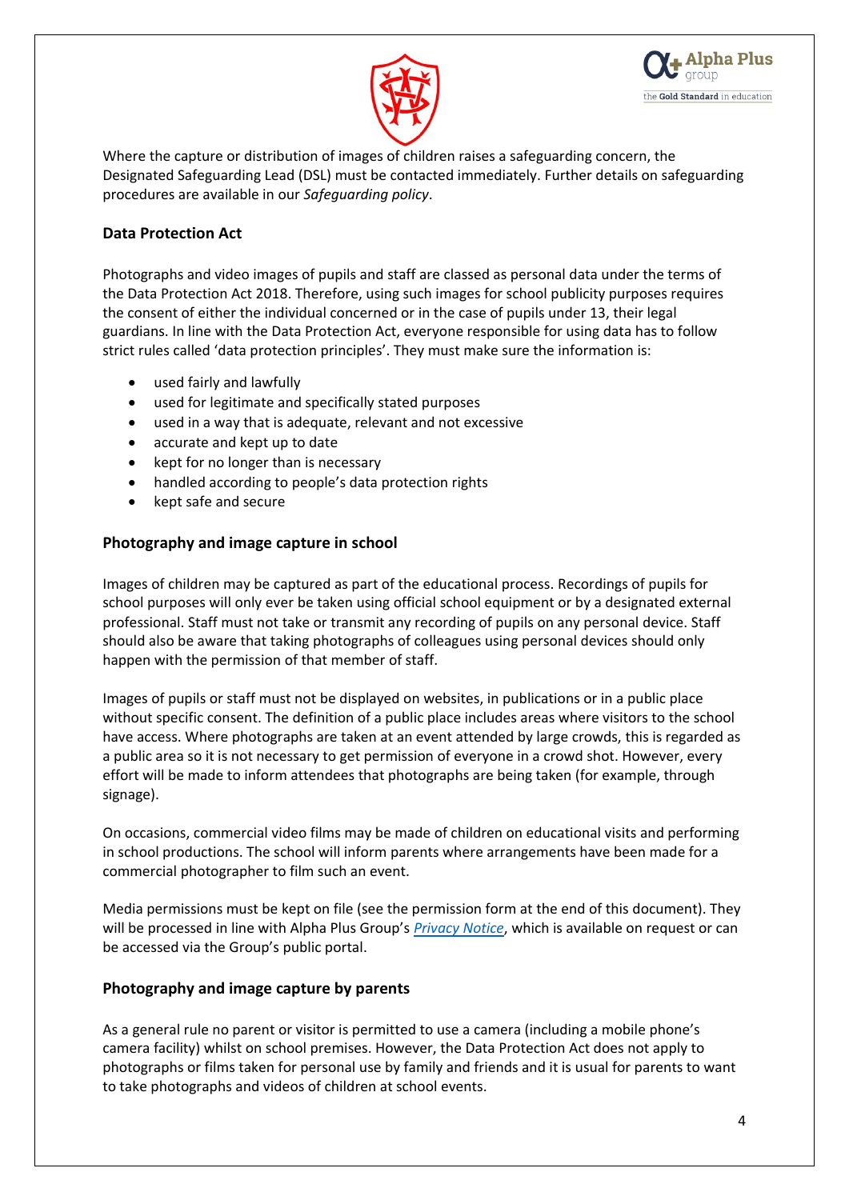Where the capture or distribution of images of children raises a safeguarding concern, the Designated Safeguarding Lead (DSL) must be contacted immediately. Further details on safeguarding procedures are available in our *Safeguarding policy*.

## Data Protection Act

Photographs and video images of pupils and staff are classed as personal data under the terms of the Data Protection Act 2018. Therefore, using such images for school publicity purposes requires the consent of either the individual concerned or in the case of pupils under 13, their legal guardians. In line with the Data Protection Act, everyone responsible for using data has to follow strict rules called 'data protection principles'. They must make sure the information is:

- used fairly and lawfully
- used for legitimate and specifically stated purposes
- used in a way that is adequate, relevant and not excessive
- accurate and kept up to date
- kept for no longer than is necessary
- handled according to people's data protection rights
- kept safe and secure

## Photography and image capture in school

Images of children may be captured as part of the educational process. Recordings of pupils for school purposes will only ever be taken using official school equipment or by a designated external professional. Staff must not take or transmit any recording of pupils on any personal device. Staff should also be aware that taking photographs of colleagues using personal devices should only happen with the permission of that member of staff.

Images of pupils or staff must not be displayed on websites, in publications or in a public place without specific consent. The definition of a public place includes areas where visitors to the school have access. Where photographs are taken at an event attended by large crowds, this is regarded as a public area so it is not necessary to get permission of everyone in a crowd shot. However, every effort will be made to inform attendees that photographs are being taken (for example, through signage).

On occasions, commercial video films may be made of children on educational visits and performing in school productions. The school will inform parents where arrangements have been made for a commercial photographer to film such an event.

Media permissions must be kept on file (see the permission form at the end of this document). They will be processed in line with Alpha Plus Group's *Privacy Notice*, which is available on request or can be accessed via the Group's public portal.

## Photography and image capture by parents

As a general rule no parent or visitor is permitted to use a camera (including a mobile phone's camera facility) whilst on school premises. However, the Data Protection Act does not apply to photographs or films taken for personal use by family and friends and it is usual for parents to want to take photographs and videos of children at school events.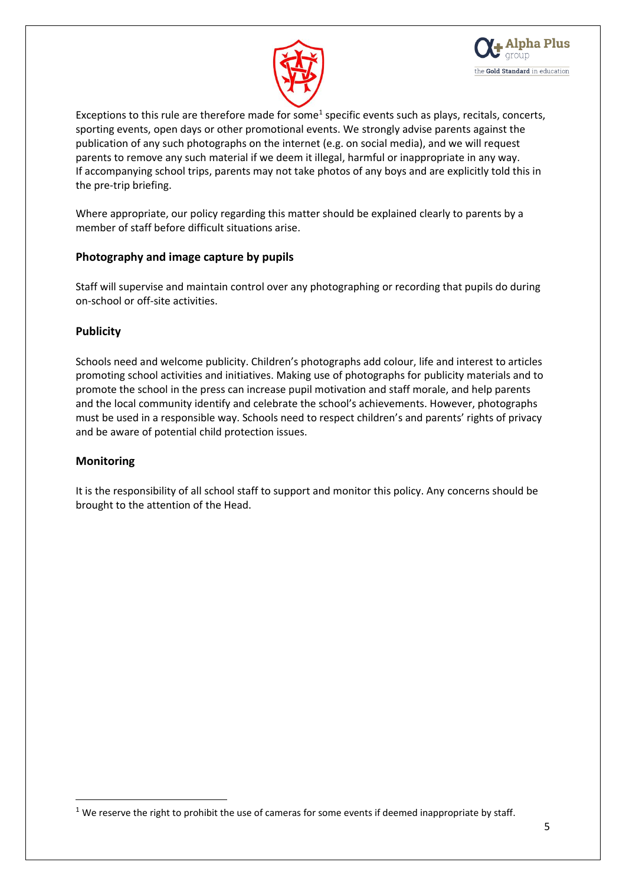Exceptions to this rule are therefore made for some[1] specific events such as plays, recitals, concerts, sporting events, open days or other promotional events. We strongly advise parents against the publication of any such photographs on the internet (e.g. on social media), and we will request parents to remove any such material if we deem it illegal, harmful or inappropriate in any way. If accompanying school trips, parents may not take photos of any boys and are explicitly told this in the pre-trip briefing.

Where appropriate, our policy regarding this matter should be explained clearly to parents by a member of staff before difficult situations arise.

### Photography and image capture by pupils

Staff will supervise and maintain control over any photographing or recording that pupils do during on-school or off-site activities.

### Publicity

Schools need and welcome publicity. Children's photographs add colour, life and interest to articles promoting school activities and initiatives. Making use of photographs for publicity materials and to promote the school in the press can increase pupil motivation and staff morale, and help parents and the local community identify and celebrate the school's achievements. However, photographs must be used in a responsible way. Schools need to respect children's and parents' rights of privacy and be aware of potential child protection issues.

### Monitoring

It is the responsibility of all school staff to support and monitor this policy. Any concerns should be brought to the attention of the Head.

---

[1] We reserve the right to prohibit the use of cameras for some events if deemed inappropriate by staff.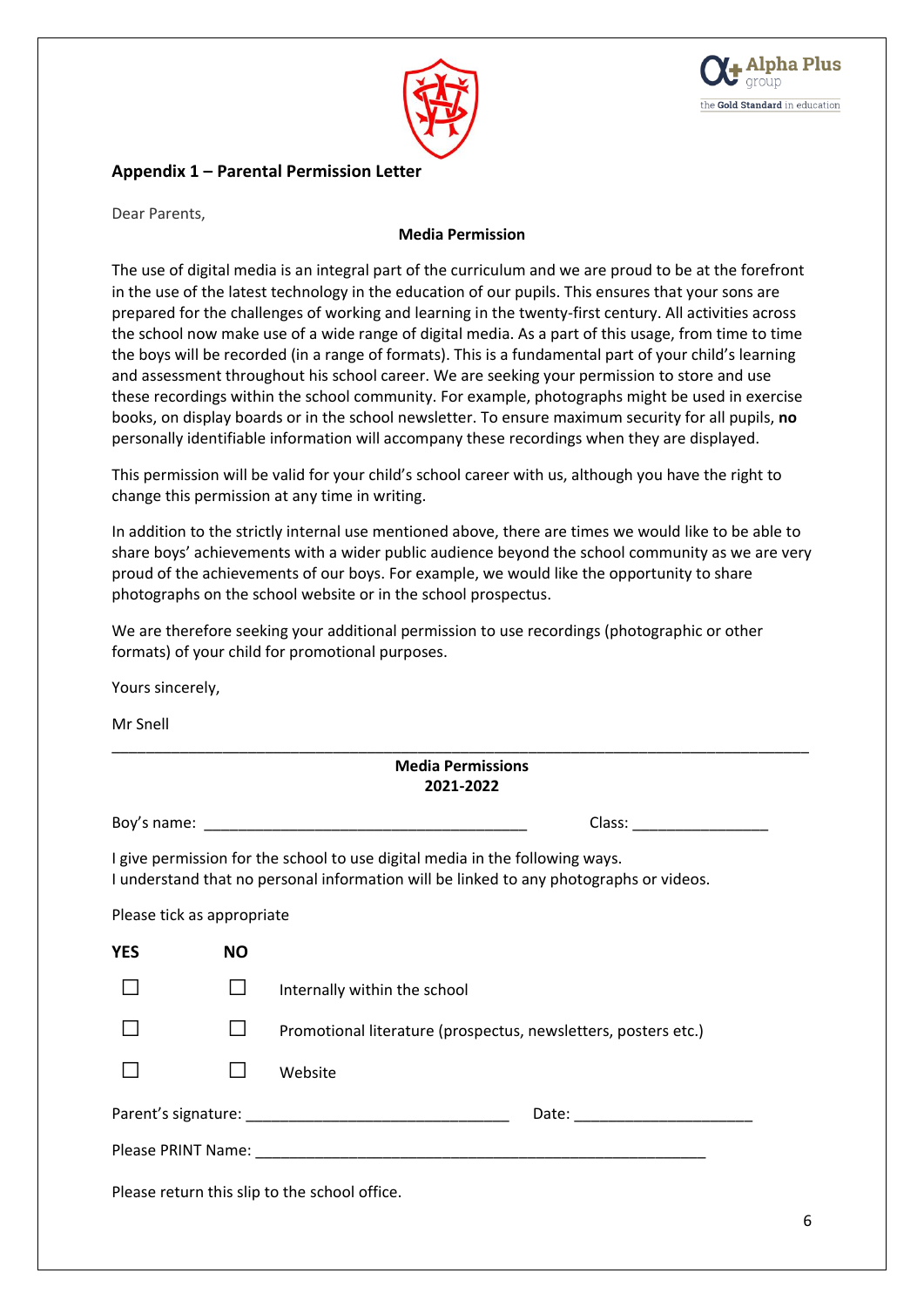## Appendix 1 – Parental Permission Letter

Dear Parents,

**Media Permission**

The use of digital media is an integral part of the curriculum and we are proud to be at the forefront in the use of the latest technology in the education of our pupils. This ensures that your sons are prepared for the challenges of working and learning in the twenty-first century. All activities across the school now make use of a wide range of digital media. As a part of this usage, from time to time the boys will be recorded (in a range of formats). This is a fundamental part of your child's learning and assessment throughout his school career. We are seeking your permission to store and use these recordings within the school community. For example, photographs might be used in exercise books, on display boards or in the school newsletter. To ensure maximum security for all pupils, **no** personally identifiable information will accompany these recordings when they are displayed.

This permission will be valid for your child's school career with us, although you have the right to change this permission at any time in writing.

In addition to the strictly internal use mentioned above, there are times we would like to be able to share boys' achievements with a wider public audience beyond the school community as we are very proud of the achievements of our boys. For example, we would like the opportunity to share photographs on the school website or in the school prospectus.

We are therefore seeking your additional permission to use recordings (photographic or other formats) of your child for promotional purposes.

Yours sincerely,

Mr Snell

---

**Media Permissions**
**2021-2022**

Boy's name: ________________________________________ Class: ________________

I give permission for the school to use digital media in the following ways.
I understand that no personal information will be linked to any photographs or videos.

Please tick as appropriate

| YES | NO | |
|---|---|---|
| ☐ | ☐ | Internally within the school |
| ☐ | ☐ | Promotional literature (prospectus, newsletters, posters etc.) |
| ☐ | ☐ | Website |

Parent's signature: ________________________________ Date: ______________________

Please PRINT Name: ________________________________________________________

Please return this slip to the school office.